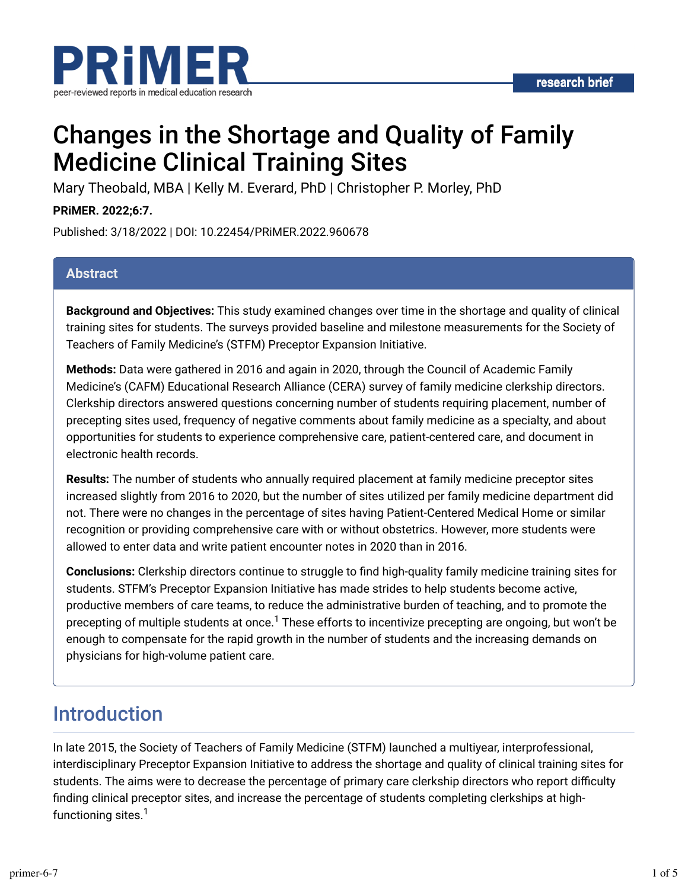research brief

# Changes in the Shortage and Quality of Family Medicine Clinical Training Sites

Mary Theobald, MBA | Kelly M. Everard, PhD | Christopher P. Morley, PhD

**PRiMER. 2022;6:7.**

Published: 3/18/2022 | DOI: 10.22454/PRiMER.2022.960678

## Abstract

**Background and Objectives:** This study examined changes over time in the shortage and quality of clinical training sites for students. The surveys provided baseline and milestone measurements for the Society of Teachers of Family Medicine's (STFM) Preceptor Expansion Initiative.

**Methods:** Data were gathered in 2016 and again in 2020, through the Council of Academic Family Medicine's (CAFM) Educational Research Alliance (CERA) survey of family medicine clerkship directors. Clerkship directors answered questions concerning number of students requiring placement, number of precepting sites used, frequency of negative comments about family medicine as a specialty, and about opportunities for students to experience comprehensive care, patient-centered care, and document in electronic health records.

**Results:** The number of students who annually required placement at family medicine preceptor sites increased slightly from 2016 to 2020, but the number of sites utilized per family medicine department did not. There were no changes in the percentage of sites having Patient-Centered Medical Home or similar recognition or providing comprehensive care with or without obstetrics. However, more students were allowed to enter data and write patient encounter notes in 2020 than in 2016.

**Conclusions:** Clerkship directors continue to struggle to find high-quality family medicine training sites for students. STFM's Preceptor Expansion Initiative has made strides to help students become active, productive members of care teams, to reduce the administrative burden of teaching, and to promote the precepting of multiple students at once.[1] These efforts to incentivize precepting are ongoing, but won't be enough to compensate for the rapid growth in the number of students and the increasing demands on physicians for high-volume patient care.

## Introduction

In late 2015, the Society of Teachers of Family Medicine (STFM) launched a multiyear, interprofessional, interdisciplinary Preceptor Expansion Initiative to address the shortage and quality of clinical training sites for students. The aims were to decrease the percentage of primary care clerkship directors who report difficulty finding clinical preceptor sites, and increase the percentage of students completing clerkships at high-functioning sites.[1]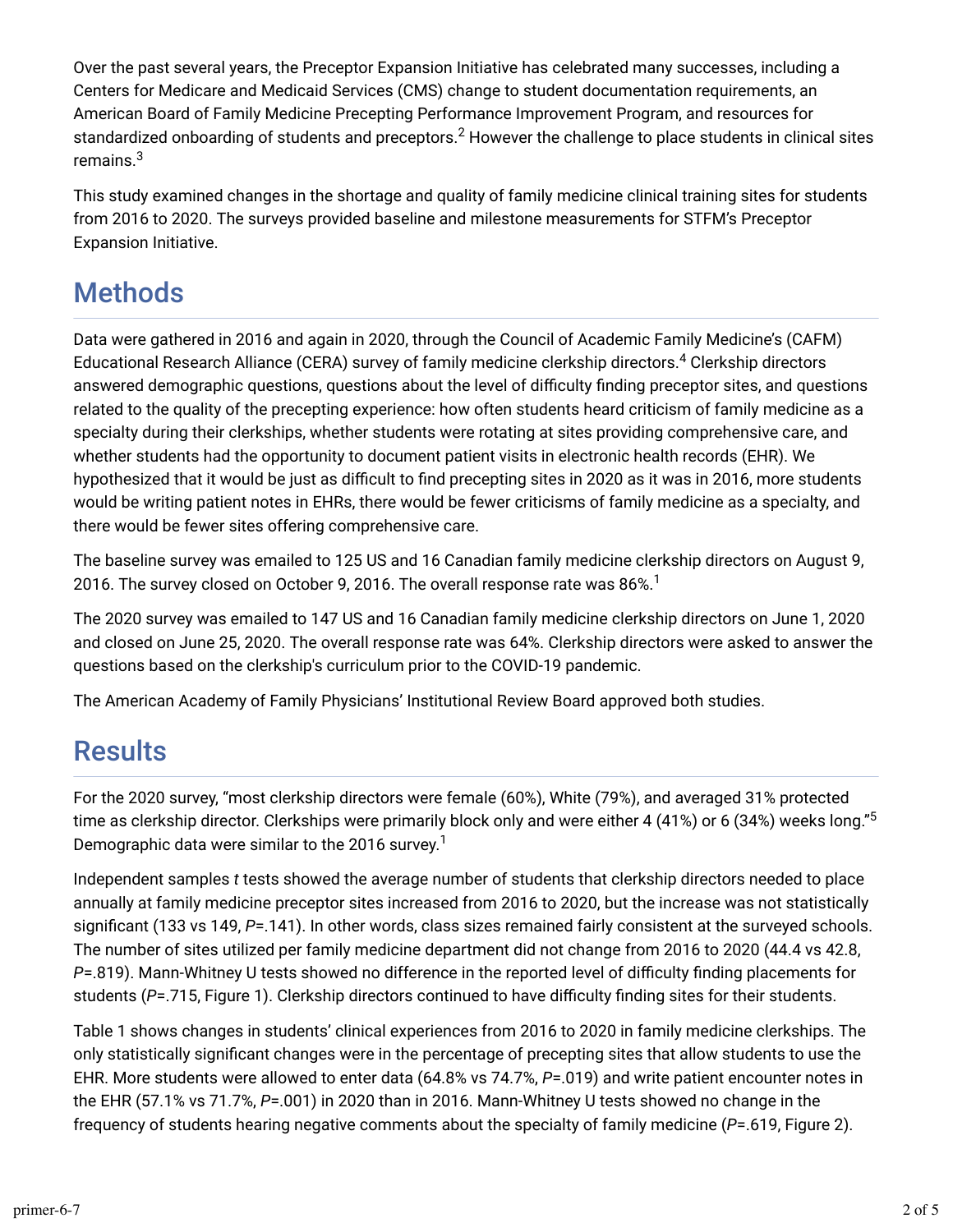Over the past several years, the Preceptor Expansion Initiative has celebrated many successes, including a Centers for Medicare and Medicaid Services (CMS) change to student documentation requirements, an American Board of Family Medicine Precepting Performance Improvement Program, and resources for standardized onboarding of students and preceptors.[2] However the challenge to place students in clinical sites remains.[3]

This study examined changes in the shortage and quality of family medicine clinical training sites for students from 2016 to 2020. The surveys provided baseline and milestone measurements for STFM's Preceptor Expansion Initiative.

## Methods

Data were gathered in 2016 and again in 2020, through the Council of Academic Family Medicine's (CAFM) Educational Research Alliance (CERA) survey of family medicine clerkship directors.[4] Clerkship directors answered demographic questions, questions about the level of difficulty finding preceptor sites, and questions related to the quality of the precepting experience: how often students heard criticism of family medicine as a specialty during their clerkships, whether students were rotating at sites providing comprehensive care, and whether students had the opportunity to document patient visits in electronic health records (EHR). We hypothesized that it would be just as difficult to find precepting sites in 2020 as it was in 2016, more students would be writing patient notes in EHRs, there would be fewer criticisms of family medicine as a specialty, and there would be fewer sites offering comprehensive care.

The baseline survey was emailed to 125 US and 16 Canadian family medicine clerkship directors on August 9, 2016. The survey closed on October 9, 2016. The overall response rate was 86%.[1]

The 2020 survey was emailed to 147 US and 16 Canadian family medicine clerkship directors on June 1, 2020 and closed on June 25, 2020. The overall response rate was 64%. Clerkship directors were asked to answer the questions based on the clerkship's curriculum prior to the COVID-19 pandemic.

The American Academy of Family Physicians' Institutional Review Board approved both studies.

## Results

For the 2020 survey, "most clerkship directors were female (60%), White (79%), and averaged 31% protected time as clerkship director. Clerkships were primarily block only and were either 4 (41%) or 6 (34%) weeks long."[5] Demographic data were similar to the 2016 survey.[1]

Independent samples *t* tests showed the average number of students that clerkship directors needed to place annually at family medicine preceptor sites increased from 2016 to 2020, but the increase was not statistically significant (133 vs 149, *P*=.141). In other words, class sizes remained fairly consistent at the surveyed schools. The number of sites utilized per family medicine department did not change from 2016 to 2020 (44.4 vs 42.8, *P*=.819). Mann-Whitney U tests showed no difference in the reported level of difficulty finding placements for students (*P*=.715, Figure 1). Clerkship directors continued to have difficulty finding sites for their students.

Table 1 shows changes in students' clinical experiences from 2016 to 2020 in family medicine clerkships. The only statistically significant changes were in the percentage of precepting sites that allow students to use the EHR. More students were allowed to enter data (64.8% vs 74.7%, *P*=.019) and write patient encounter notes in the EHR (57.1% vs 71.7%, *P*=.001) in 2020 than in 2016. Mann-Whitney U tests showed no change in the frequency of students hearing negative comments about the specialty of family medicine (*P*=.619, Figure 2).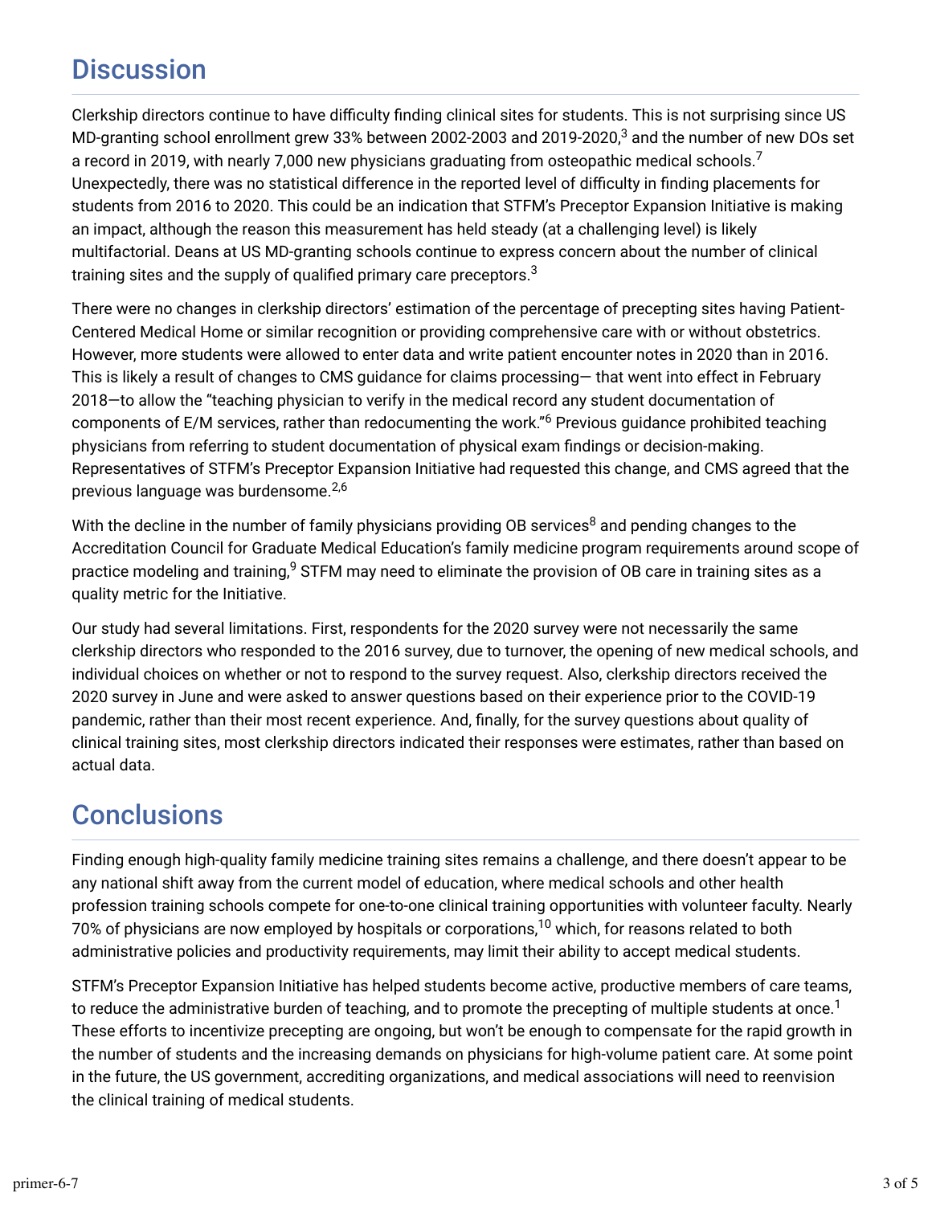## Discussion

Clerkship directors continue to have difficulty finding clinical sites for students. This is not surprising since US MD-granting school enrollment grew 33% between 2002-2003 and 2019-2020,[3] and the number of new DOs set a record in 2019, with nearly 7,000 new physicians graduating from osteopathic medical schools.[7] Unexpectedly, there was no statistical difference in the reported level of difficulty in finding placements for students from 2016 to 2020. This could be an indication that STFM's Preceptor Expansion Initiative is making an impact, although the reason this measurement has held steady (at a challenging level) is likely multifactorial. Deans at US MD-granting schools continue to express concern about the number of clinical training sites and the supply of qualified primary care preceptors.[3]

There were no changes in clerkship directors' estimation of the percentage of precepting sites having Patient-Centered Medical Home or similar recognition or providing comprehensive care with or without obstetrics. However, more students were allowed to enter data and write patient encounter notes in 2020 than in 2016. This is likely a result of changes to CMS guidance for claims processing— that went into effect in February 2018—to allow the "teaching physician to verify in the medical record any student documentation of components of E/M services, rather than redocumenting the work."[6] Previous guidance prohibited teaching physicians from referring to student documentation of physical exam findings or decision-making. Representatives of STFM's Preceptor Expansion Initiative had requested this change, and CMS agreed that the previous language was burdensome.[2,6]

With the decline in the number of family physicians providing OB services[8] and pending changes to the Accreditation Council for Graduate Medical Education's family medicine program requirements around scope of practice modeling and training,[9] STFM may need to eliminate the provision of OB care in training sites as a quality metric for the Initiative.

Our study had several limitations. First, respondents for the 2020 survey were not necessarily the same clerkship directors who responded to the 2016 survey, due to turnover, the opening of new medical schools, and individual choices on whether or not to respond to the survey request. Also, clerkship directors received the 2020 survey in June and were asked to answer questions based on their experience prior to the COVID-19 pandemic, rather than their most recent experience. And, finally, for the survey questions about quality of clinical training sites, most clerkship directors indicated their responses were estimates, rather than based on actual data.

## Conclusions

Finding enough high-quality family medicine training sites remains a challenge, and there doesn't appear to be any national shift away from the current model of education, where medical schools and other health profession training schools compete for one-to-one clinical training opportunities with volunteer faculty. Nearly 70% of physicians are now employed by hospitals or corporations,[10] which, for reasons related to both administrative policies and productivity requirements, may limit their ability to accept medical students.

STFM's Preceptor Expansion Initiative has helped students become active, productive members of care teams, to reduce the administrative burden of teaching, and to promote the precepting of multiple students at once.[1] These efforts to incentivize precepting are ongoing, but won't be enough to compensate for the rapid growth in the number of students and the increasing demands on physicians for high-volume patient care. At some point in the future, the US government, accrediting organizations, and medical associations will need to reenvision the clinical training of medical students.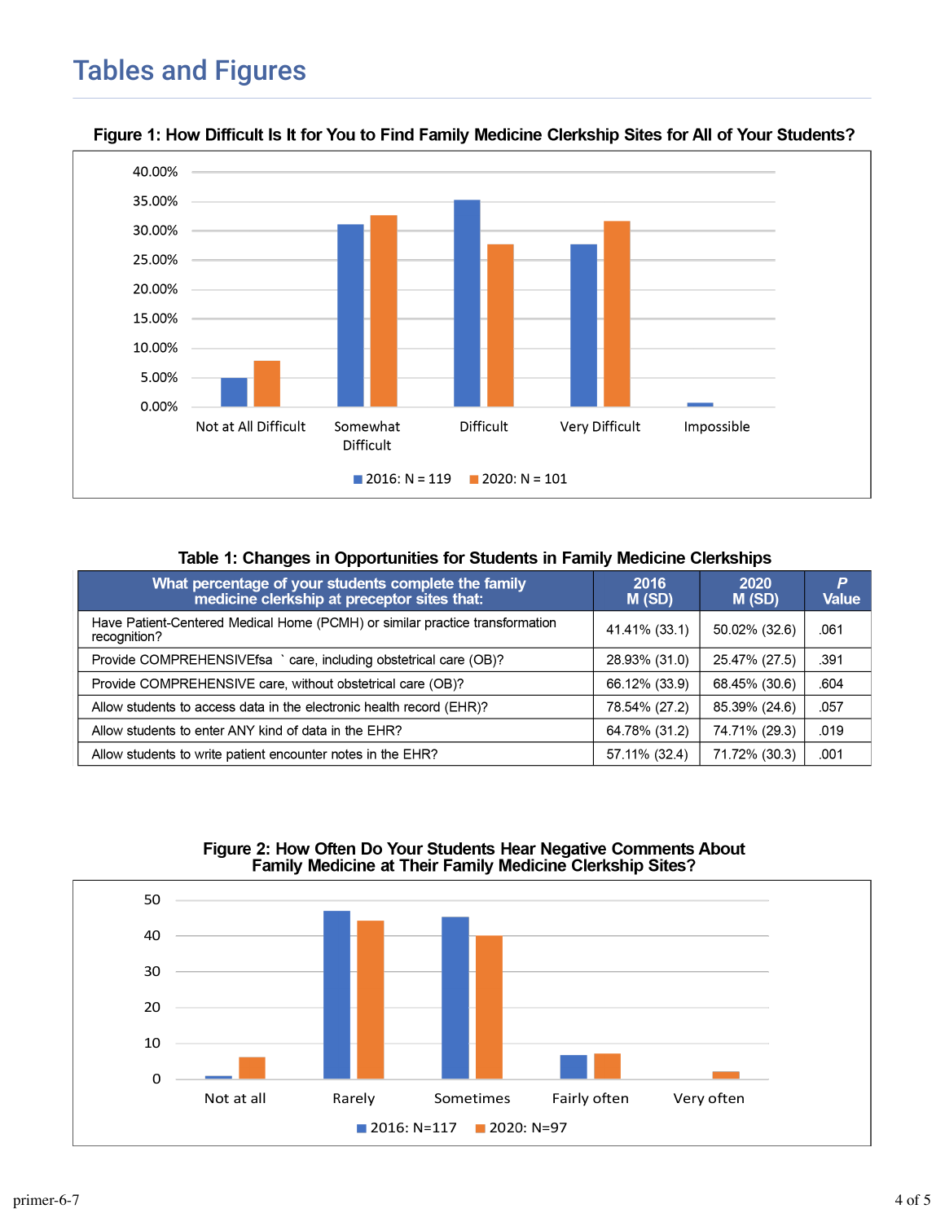# Tables and Figures

**Figure 1: How Difficult Is It for You to Find Family Medicine Clerkship Sites for All of Your Students?**

**Table 1: Changes in Opportunities for Students in Family Medicine Clerkships**

| What percentage of your students complete the family medicine clerkship at preceptor sites that: | 2016 M (SD) | 2020 M (SD) | *P* Value |
|---|---|---|---|
| Have Patient-Centered Medical Home (PCMH) or similar practice transformation recognition? | 41.41% (33.1) | 50.02% (32.6) | .061 |
| Provide COMPREHENSIVEfsa ` care, including obstetrical care (OB)? | 28.93% (31.0) | 25.47% (27.5) | .391 |
| Provide COMPREHENSIVE care, without obstetrical care (OB)? | 66.12% (33.9) | 68.45% (30.6) | .604 |
| Allow students to access data in the electronic health record (EHR)? | 78.54% (27.2) | 85.39% (24.6) | .057 |
| Allow students to enter ANY kind of data in the EHR? | 64.78% (31.2) | 74.71% (29.3) | .019 |
| Allow students to write patient encounter notes in the EHR? | 57.11% (32.4) | 71.72% (30.3) | .001 |

**Figure 2: How Often Do Your Students Hear Negative Comments About Family Medicine at Their Family Medicine Clerkship Sites?**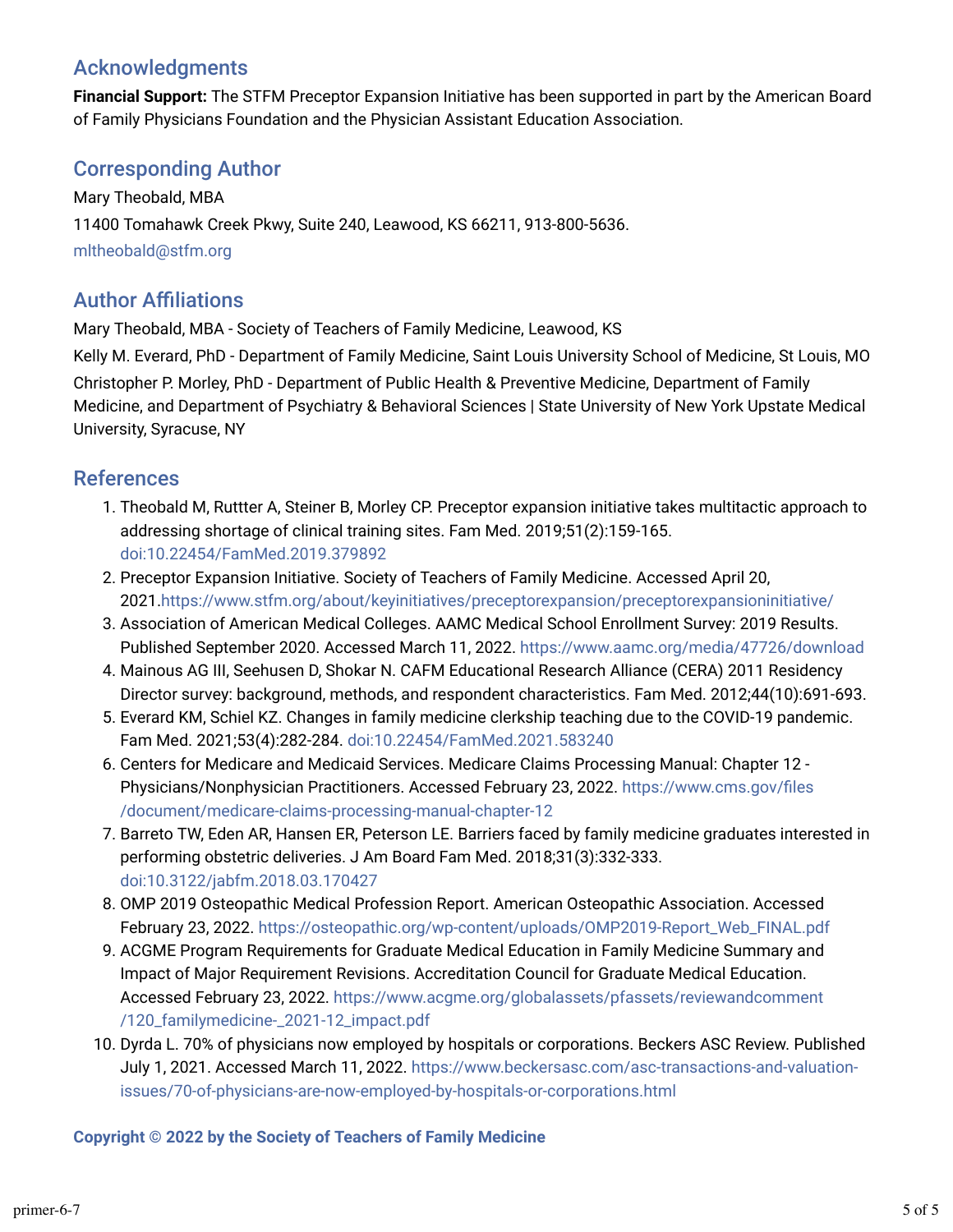## Acknowledgments

**Financial Support:** The STFM Preceptor Expansion Initiative has been supported in part by the American Board of Family Physicians Foundation and the Physician Assistant Education Association.

## Corresponding Author

Mary Theobald, MBA

11400 Tomahawk Creek Pkwy, Suite 240, Leawood, KS 66211, 913-800-5636.

mltheobald@stfm.org

## Author Affiliations

Mary Theobald, MBA - Society of Teachers of Family Medicine, Leawood, KS

Kelly M. Everard, PhD - Department of Family Medicine, Saint Louis University School of Medicine, St Louis, MO

Christopher P. Morley, PhD - Department of Public Health & Preventive Medicine, Department of Family Medicine, and Department of Psychiatry & Behavioral Sciences | State University of New York Upstate Medical University, Syracuse, NY

## References

1. Theobald M, Ruttter A, Steiner B, Morley CP. Preceptor expansion initiative takes multitactic approach to addressing shortage of clinical training sites. Fam Med. 2019;51(2):159-165. doi:10.22454/FamMed.2019.379892
2. Preceptor Expansion Initiative. Society of Teachers of Family Medicine. Accessed April 20, 2021.https://www.stfm.org/about/keyinitiatives/preceptorexpansion/preceptorexpansioninitiative/
3. Association of American Medical Colleges. AAMC Medical School Enrollment Survey: 2019 Results. Published September 2020. Accessed March 11, 2022. https://www.aamc.org/media/47726/download
4. Mainous AG III, Seehusen D, Shokar N. CAFM Educational Research Alliance (CERA) 2011 Residency Director survey: background, methods, and respondent characteristics. Fam Med. 2012;44(10):691-693.
5. Everard KM, Schiel KZ. Changes in family medicine clerkship teaching due to the COVID-19 pandemic. Fam Med. 2021;53(4):282-284. doi:10.22454/FamMed.2021.583240
6. Centers for Medicare and Medicaid Services. Medicare Claims Processing Manual: Chapter 12 - Physicians/Nonphysician Practitioners. Accessed February 23, 2022. https://www.cms.gov/files/document/medicare-claims-processing-manual-chapter-12
7. Barreto TW, Eden AR, Hansen ER, Peterson LE. Barriers faced by family medicine graduates interested in performing obstetric deliveries. J Am Board Fam Med. 2018;31(3):332-333. doi:10.3122/jabfm.2018.03.170427
8. OMP 2019 Osteopathic Medical Profession Report. American Osteopathic Association. Accessed February 23, 2022. https://osteopathic.org/wp-content/uploads/OMP2019-Report_Web_FINAL.pdf
9. ACGME Program Requirements for Graduate Medical Education in Family Medicine Summary and Impact of Major Requirement Revisions. Accreditation Council for Graduate Medical Education. Accessed February 23, 2022. https://www.acgme.org/globalassets/pfassets/reviewandcomment/120_familymedicine-_2021-12_impact.pdf
10. Dyrda L. 70% of physicians now employed by hospitals or corporations. Beckers ASC Review. Published July 1, 2021. Accessed March 11, 2022. https://www.beckersasc.com/asc-transactions-and-valuation-issues/70-of-physicians-are-now-employed-by-hospitals-or-corporations.html

**Copyright © 2022 by the Society of Teachers of Family Medicine**